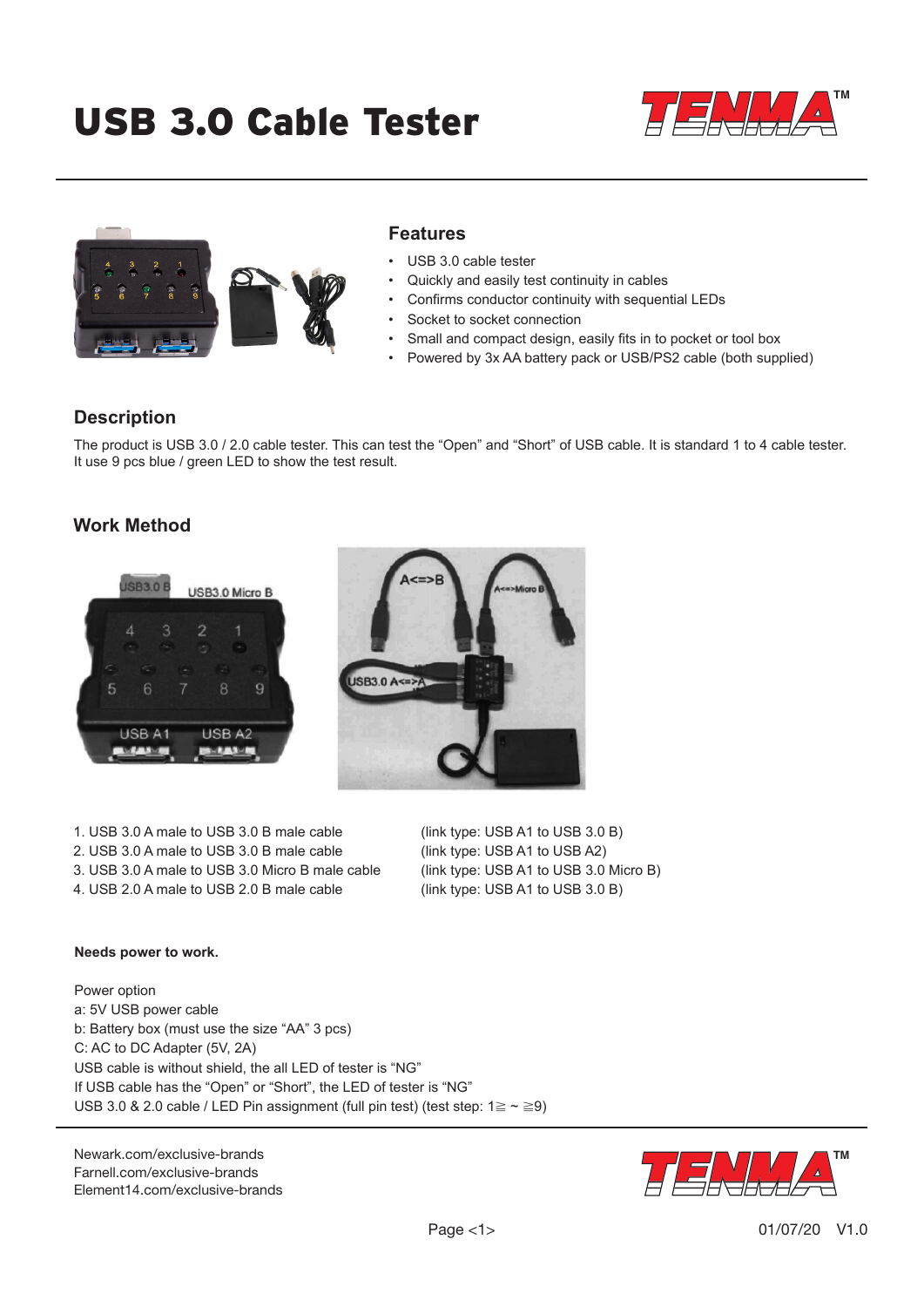# USB 3.0 Cable Tester

## Features

- USB 3.0 cable tester
- Quickly and easily test continuity in cables
- Confirms conductor continuity with sequential LEDs
- Socket to socket connection
- Small and compact design, easily fits in to pocket or tool box
- Powered by 3x AA battery pack or USB/PS2 cable (both supplied)

## Description

The product is USB 3.0 / 2.0 cable tester. This can test the "Open" and "Short" of USB cable. It is standard 1 to 4 cable tester. It use 9 pcs blue / green LED to show the test result.

## Work Method

1. USB 3.0 A male to USB 3.0 B male cable (link type: USB A1 to USB 3.0 B)
2. USB 3.0 A male to USB 3.0 B male cable (link type: USB A1 to USB A2)
3. USB 3.0 A male to USB 3.0 Micro B male cable (link type: USB A1 to USB 3.0 Micro B)
4. USB 2.0 A male to USB 2.0 B male cable (link type: USB A1 to USB 3.0 B)

**Needs power to work.**

Power option
a: 5V USB power cable
b: Battery box (must use the size "AA" 3 pcs)
C: AC to DC Adapter (5V, 2A)
USB cable is without shield, the all LED of tester is "NG"
If USB cable has the "Open" or "Short", the LED of tester is "NG"
USB 3.0 & 2.0 cable / LED Pin assignment (full pin test) (test step: 1≧ ~ ≧9)

Newark.com/exclusive-brands
Farnell.com/exclusive-brands
Element14.com/exclusive-brands

01/07/20 V1.0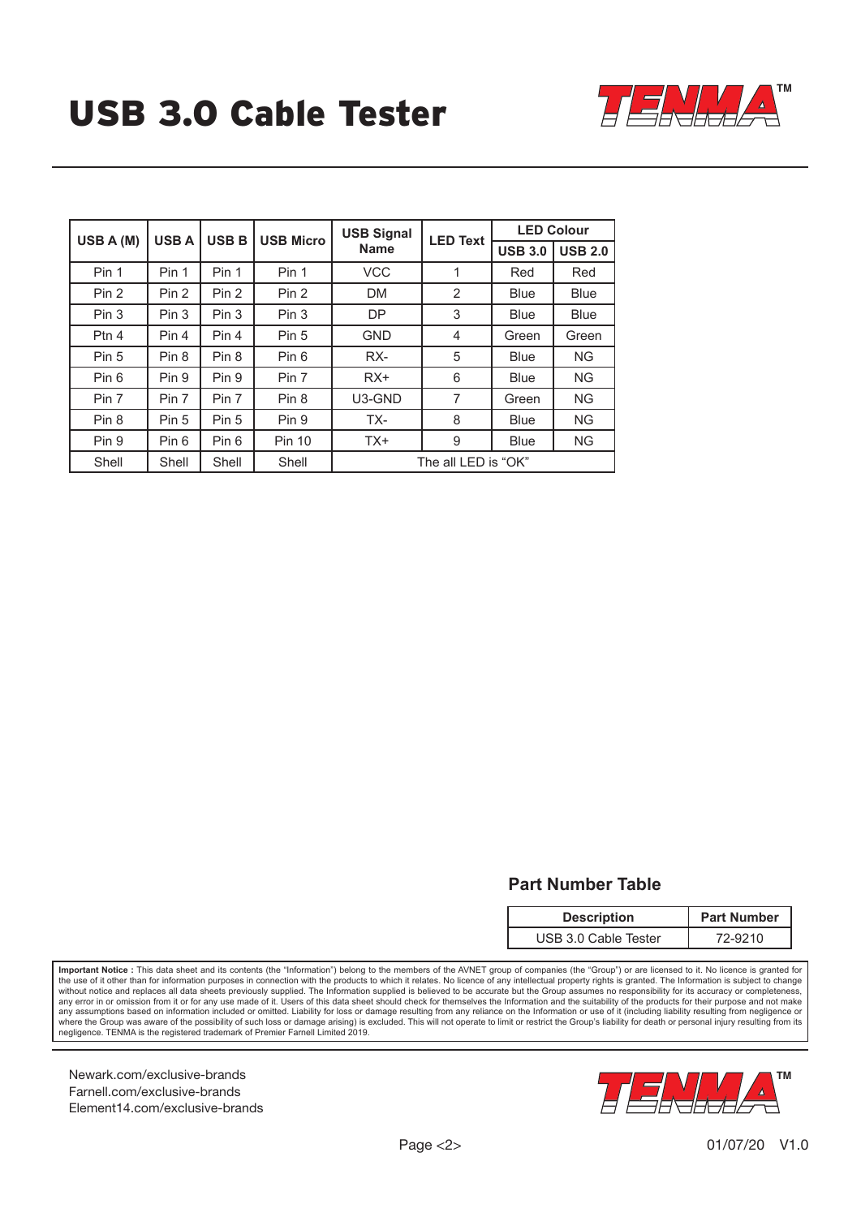# USB 3.0 Cable Tester

| USB A (M) | USB A | USB B | USB Micro | USB Signal Name | LED Text | LED Colour | |
|---|---|---|---|---|---|---|---|
| | | | | | | USB 3.0 | USB 2.0 |
| Pin 1 | Pin 1 | Pin 1 | Pin 1 | VCC | 1 | Red | Red |
| Pin 2 | Pin 2 | Pin 2 | Pin 2 | DM | 2 | Blue | Blue |
| Pin 3 | Pin 3 | Pin 3 | Pin 3 | DP | 3 | Blue | Blue |
| Ptn 4 | Pin 4 | Pin 4 | Pin 5 | GND | 4 | Green | Green |
| Pin 5 | Pin 8 | Pin 8 | Pin 6 | RX- | 5 | Blue | NG |
| Pin 6 | Pin 9 | Pin 9 | Pin 7 | RX+ | 6 | Blue | NG |
| Pin 7 | Pin 7 | Pin 7 | Pin 8 | U3-GND | 7 | Green | NG |
| Pin 8 | Pin 5 | Pin 5 | Pin 9 | TX- | 8 | Blue | NG |
| Pin 9 | Pin 6 | Pin 6 | Pin 10 | TX+ | 9 | Blue | NG |
| Shell | Shell | Shell | Shell | The all LED is "OK" | | | |

## Part Number Table

| Description | Part Number |
|---|---|
| USB 3.0 Cable Tester | 72-9210 |

**Important Notice :** This data sheet and its contents (the "Information") belong to the members of the AVNET group of companies (the "Group") or are licensed to it. No licence is granted for the use of it other than for information purposes in connection with the products to which it relates. No licence of any intellectual property rights is granted. The Information is subject to change without notice and replaces all data sheets previously supplied. The Information supplied is believed to be accurate but the Group assumes no responsibility for its accuracy or completeness, any error in or omission from it or for any use made of it. Users of this data sheet should check for themselves the Information and the suitability of the products for their purpose and not make any assumptions based on information included or omitted. Liability for loss or damage resulting from any reliance on the Information or use of it (including liability resulting from negligence or where the Group was aware of the possibility of such loss or damage arising) is excluded. This will not operate to limit or restrict the Group's liability for death or personal injury resulting from its negligence. TENMA is the registered trademark of Premier Farnell Limited 2019.

Newark.com/exclusive-brands
Farnell.com/exclusive-brands
Element14.com/exclusive-brands

01/07/20 V1.0